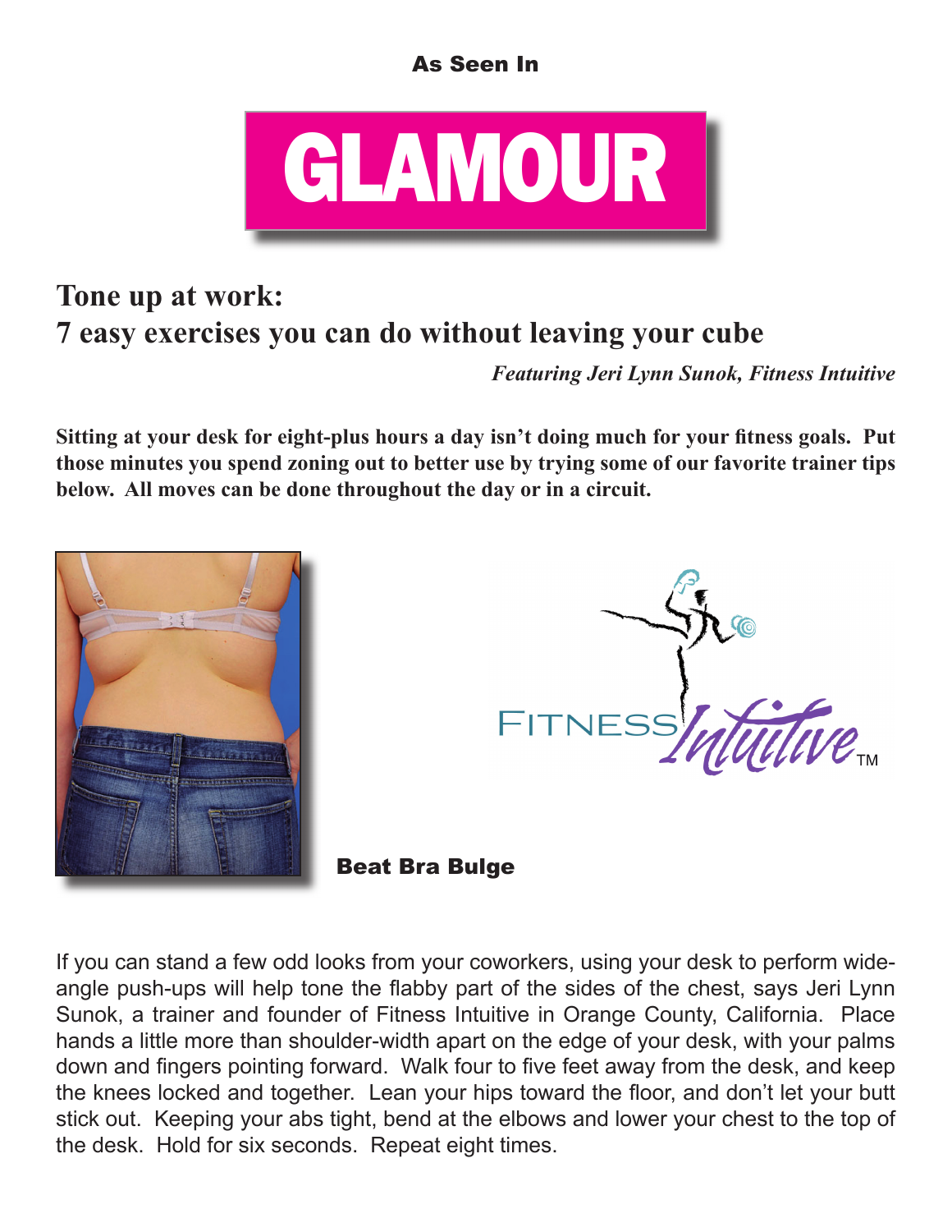As Seen In

# GLAMOUR

## Tone up at work:
## 7 easy exercises you can do without leaving your cube

***Featuring Jeri Lynn Sunok, Fitness Intuitive***

**Sitting at your desk for eight-plus hours a day isn't doing much for your fitness goals. Put those minutes you spend zoning out to better use by trying some of our favorite trainer tips below. All moves can be done throughout the day or in a circuit.**

FITNESS *Intuitive*™

### Beat Bra Bulge

If you can stand a few odd looks from your coworkers, using your desk to perform wide-angle push-ups will help tone the flabby part of the sides of the chest, says Jeri Lynn Sunok, a trainer and founder of Fitness Intuitive in Orange County, California. Place hands a little more than shoulder-width apart on the edge of your desk, with your palms down and fingers pointing forward. Walk four to five feet away from the desk, and keep the knees locked and together. Lean your hips toward the floor, and don't let your butt stick out. Keeping your abs tight, bend at the elbows and lower your chest to the top of the desk. Hold for six seconds. Repeat eight times.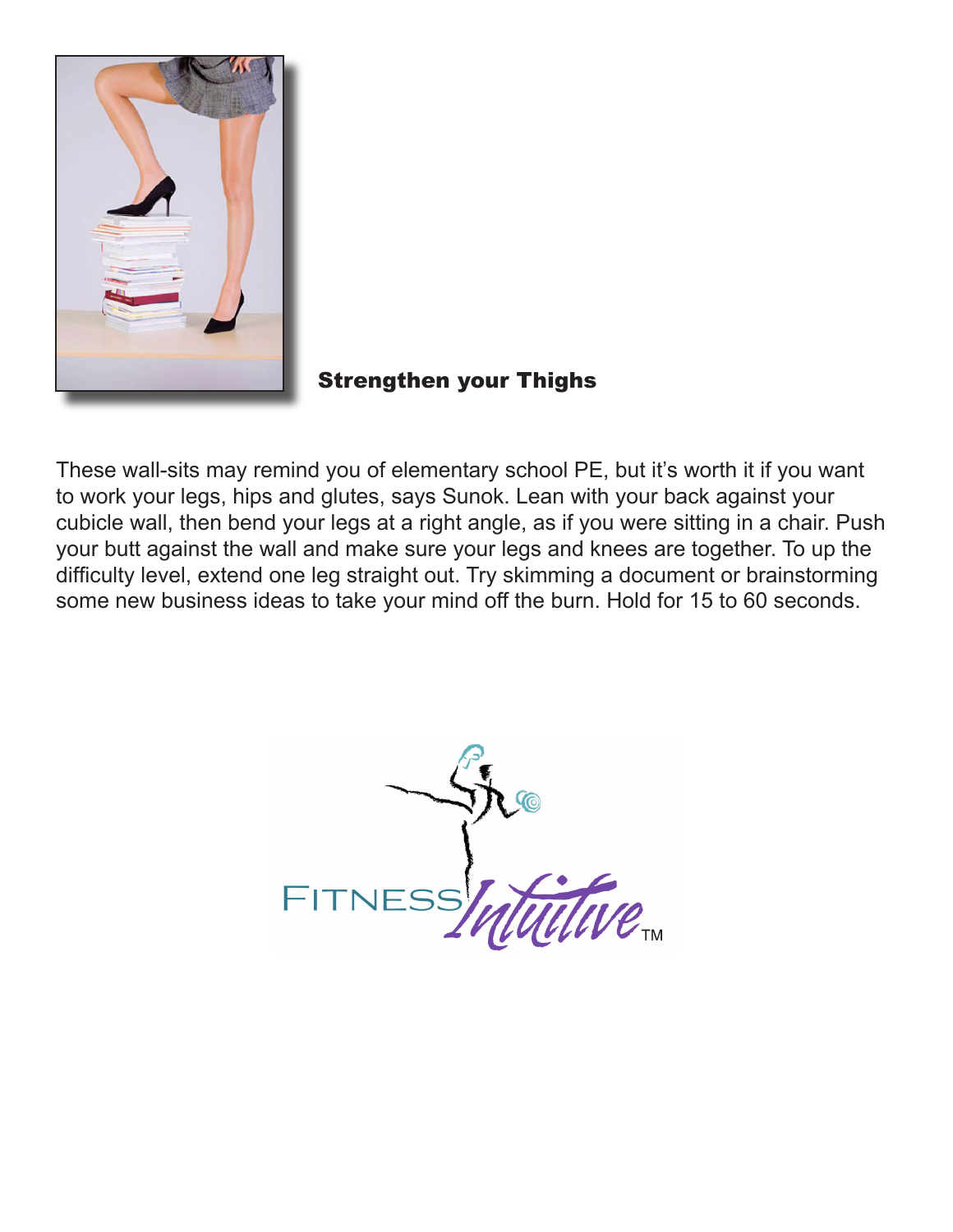**Strengthen your Thighs**

These wall-sits may remind you of elementary school PE, but it's worth it if you want to work your legs, hips and glutes, says Sunok. Lean with your back against your cubicle wall, then bend your legs at a right angle, as if you were sitting in a chair. Push your butt against the wall and make sure your legs and knees are together. To up the difficulty level, extend one leg straight out. Try skimming a document or brainstorming some new business ideas to take your mind off the burn. Hold for 15 to 60 seconds.

FITNESS Intuitive™